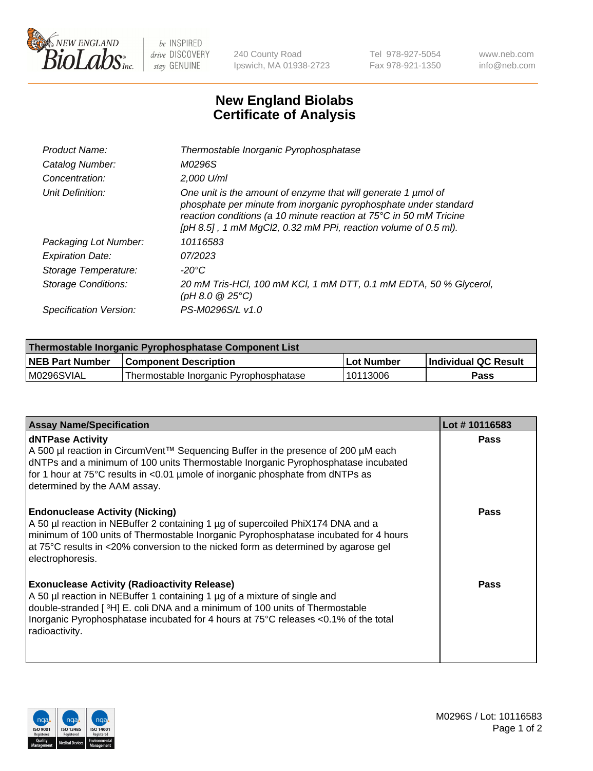# New England Biolabs Certificate of Analysis

| | |
|---|---|
| *Product Name:* | *Thermostable Inorganic Pyrophosphatase* |
| *Catalog Number:* | *M0296S* |
| *Concentration:* | *2,000 U/ml* |
| *Unit Definition:* | *One unit is the amount of enzyme that will generate 1 µmol of phosphate per minute from inorganic pyrophosphate under standard reaction conditions (a 10 minute reaction at 75°C in 50 mM Tricine [pH 8.5] , 1 mM MgCl2, 0.32 mM PPi, reaction volume of 0.5 ml).* |
| *Packaging Lot Number:* | *10116583* |
| *Expiration Date:* | *07/2023* |
| *Storage Temperature:* | *-20°C* |
| *Storage Conditions:* | *20 mM Tris-HCl, 100 mM KCl, 1 mM DTT, 0.1 mM EDTA, 50 % Glycerol, (pH 8.0 @ 25°C)* |
| *Specification Version:* | *PS-M0296S/L v1.0* |

| Thermostable Inorganic Pyrophosphatase Component List | | | |
|---|---|---|---|
| **NEB Part Number** | **Component Description** | **Lot Number** | **Individual QC Result** |
| M0296SVIAL | Thermostable Inorganic Pyrophosphatase | 10113006 | **Pass** |

| Assay Name/Specification | Lot # 10116583 |
|---|---|
| **dNTPase Activity**<br>A 500 µl reaction in CircumVent™ Sequencing Buffer in the presence of 200 µM each dNTPs and a minimum of 100 units Thermostable Inorganic Pyrophosphatase incubated for 1 hour at 75°C results in <0.01 µmole of inorganic phosphate from dNTPs as determined by the AAM assay. | **Pass** |
| **Endonuclease Activity (Nicking)**<br>A 50 µl reaction in NEBuffer 2 containing 1 µg of supercoiled PhiX174 DNA and a minimum of 100 units of Thermostable Inorganic Pyrophosphatase incubated for 4 hours at 75°C results in <20% conversion to the nicked form as determined by agarose gel electrophoresis. | **Pass** |
| **Exonuclease Activity (Radioactivity Release)**<br>A 50 µl reaction in NEBuffer 1 containing 1 µg of a mixture of single and double-stranded [ $^3$H] E. coli DNA and a minimum of 100 units of Thermostable Inorganic Pyrophosphatase incubated for 4 hours at 75°C releases <0.1% of the total radioactivity. | **Pass** |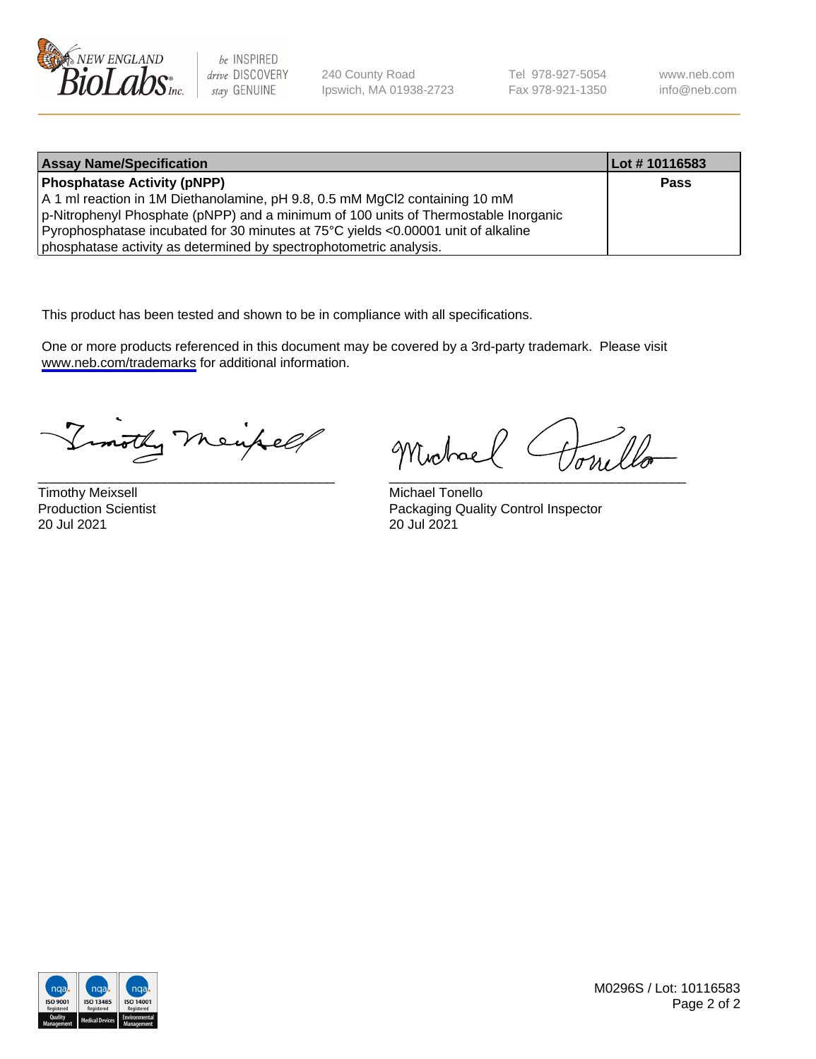240 County Road
Ipswich, MA 01938-2723

Tel 978-927-5054
Fax 978-921-1350

www.neb.com
info@neb.com

| Assay Name/Specification | Lot # 10116583 |
|---|---|
| **Phosphatase Activity (pNPP)**<br>A 1 ml reaction in 1M Diethanolamine, pH 9.8, 0.5 mM $MgCl_2$ containing 10 mM p-Nitrophenyl Phosphate (pNPP) and a minimum of 100 units of Thermostable Inorganic Pyrophosphatase incubated for 30 minutes at 75°C yields <0.00001 unit of alkaline phosphatase activity as determined by spectrophotometric analysis. | Pass |

This product has been tested and shown to be in compliance with all specifications.

One or more products referenced in this document may be covered by a 3rd-party trademark. Please visit www.neb.com/trademarks for additional information.

Timothy Meixsell
Production Scientist
20 Jul 2021

Michael Tonello
Packaging Quality Control Inspector
20 Jul 2021

M0296S / Lot: 10116583